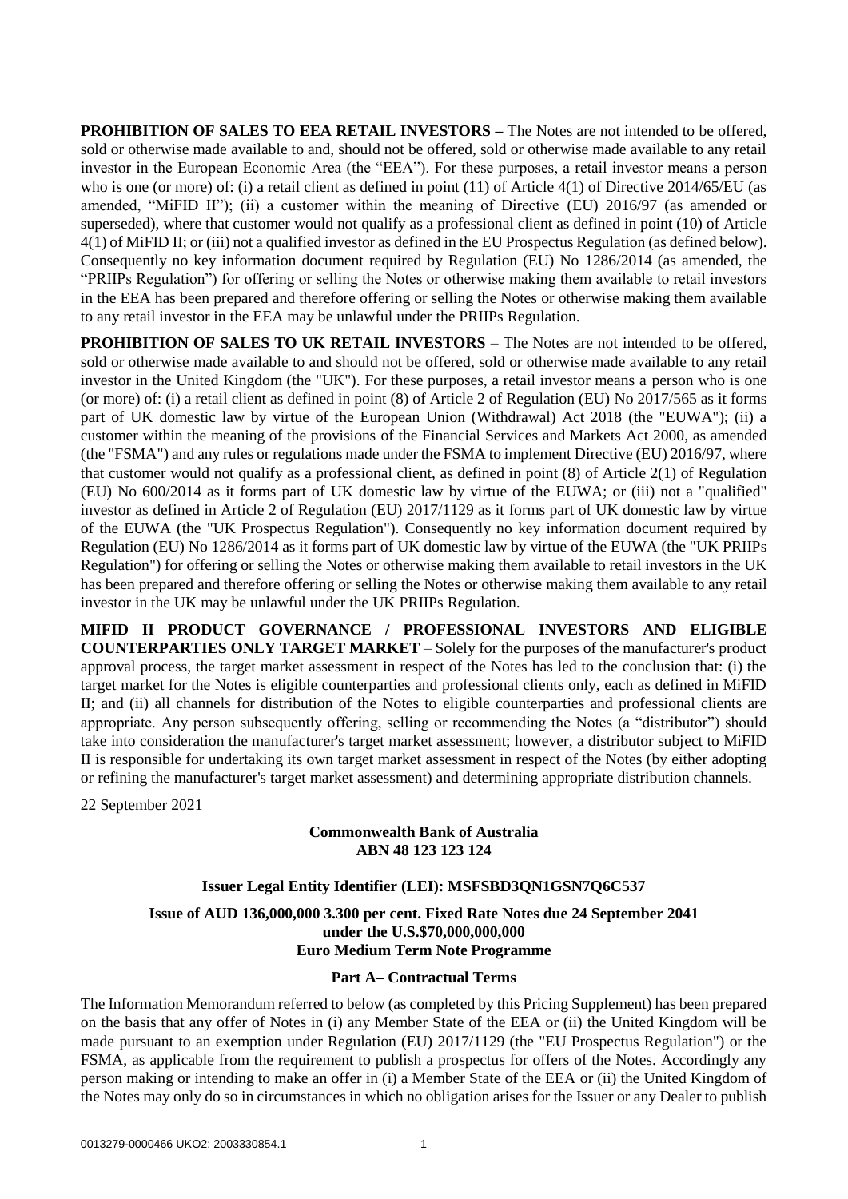**PROHIBITION OF SALES TO EEA RETAIL INVESTORS –** The Notes are not intended to be offered, sold or otherwise made available to and, should not be offered, sold or otherwise made available to any retail investor in the European Economic Area (the "EEA"). For these purposes, a retail investor means a person who is one (or more) of: (i) a retail client as defined in point (11) of Article 4(1) of Directive 2014/65/EU (as amended, "MiFID II"); (ii) a customer within the meaning of Directive (EU) 2016/97 (as amended or superseded), where that customer would not qualify as a professional client as defined in point (10) of Article 4(1) of MiFID II; or (iii) not a qualified investor as defined in the EU Prospectus Regulation (as defined below). Consequently no key information document required by Regulation (EU) No 1286/2014 (as amended, the "PRIIPs Regulation") for offering or selling the Notes or otherwise making them available to retail investors in the EEA has been prepared and therefore offering or selling the Notes or otherwise making them available to any retail investor in the EEA may be unlawful under the PRIIPs Regulation.

**PROHIBITION OF SALES TO UK RETAIL INVESTORS** – The Notes are not intended to be offered, sold or otherwise made available to and should not be offered, sold or otherwise made available to any retail investor in the United Kingdom (the "UK"). For these purposes, a retail investor means a person who is one (or more) of: (i) a retail client as defined in point (8) of Article 2 of Regulation (EU) No 2017/565 as it forms part of UK domestic law by virtue of the European Union (Withdrawal) Act 2018 (the "EUWA"); (ii) a customer within the meaning of the provisions of the Financial Services and Markets Act 2000, as amended (the "FSMA") and any rules or regulations made under the FSMA to implement Directive (EU) 2016/97, where that customer would not qualify as a professional client, as defined in point (8) of Article 2(1) of Regulation (EU) No 600/2014 as it forms part of UK domestic law by virtue of the EUWA; or (iii) not a "qualified" investor as defined in Article 2 of Regulation (EU) 2017/1129 as it forms part of UK domestic law by virtue of the EUWA (the "UK Prospectus Regulation"). Consequently no key information document required by Regulation (EU) No 1286/2014 as it forms part of UK domestic law by virtue of the EUWA (the "UK PRIIPs Regulation") for offering or selling the Notes or otherwise making them available to retail investors in the UK has been prepared and therefore offering or selling the Notes or otherwise making them available to any retail investor in the UK may be unlawful under the UK PRIIPs Regulation.

**MIFID II PRODUCT GOVERNANCE / PROFESSIONAL INVESTORS AND ELIGIBLE COUNTERPARTIES ONLY TARGET MARKET** – Solely for the purposes of the manufacturer's product approval process, the target market assessment in respect of the Notes has led to the conclusion that: (i) the target market for the Notes is eligible counterparties and professional clients only, each as defined in MiFID II; and (ii) all channels for distribution of the Notes to eligible counterparties and professional clients are appropriate. Any person subsequently offering, selling or recommending the Notes (a "distributor") should take into consideration the manufacturer's target market assessment; however, a distributor subject to MiFID II is responsible for undertaking its own target market assessment in respect of the Notes (by either adopting or refining the manufacturer's target market assessment) and determining appropriate distribution channels.

22 September 2021

**Commonwealth Bank of Australia**
**ABN 48 123 123 124**

**Issuer Legal Entity Identifier (LEI): MSFSBD3QN1GSN7Q6C537**

**Issue of AUD 136,000,000 3.300 per cent. Fixed Rate Notes due 24 September 2041**
**under the U.S.$70,000,000,000**
**Euro Medium Term Note Programme**

## Part A– Contractual Terms

The Information Memorandum referred to below (as completed by this Pricing Supplement) has been prepared on the basis that any offer of Notes in (i) any Member State of the EEA or (ii) the United Kingdom will be made pursuant to an exemption under Regulation (EU) 2017/1129 (the "EU Prospectus Regulation") or the FSMA, as applicable from the requirement to publish a prospectus for offers of the Notes. Accordingly any person making or intending to make an offer in (i) a Member State of the EEA or (ii) the United Kingdom of the Notes may only do so in circumstances in which no obligation arises for the Issuer or any Dealer to publish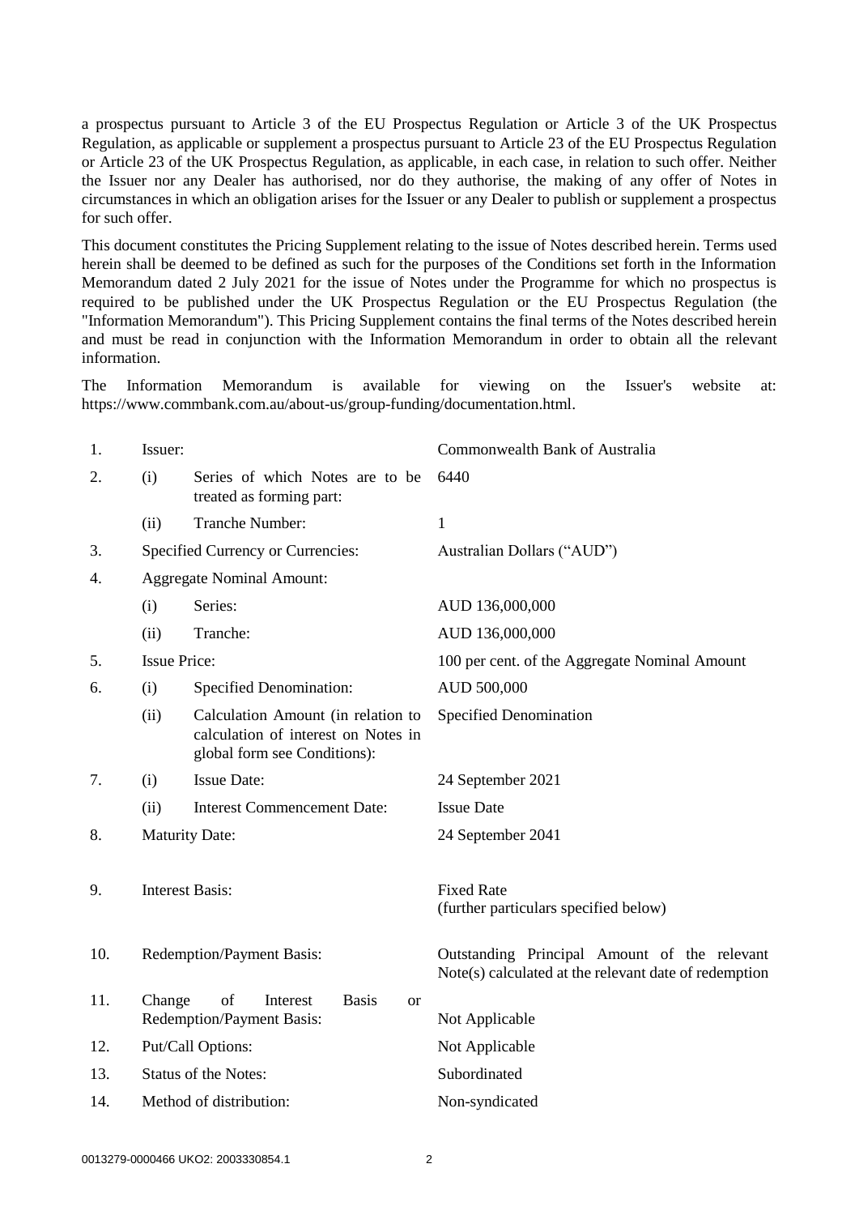a prospectus pursuant to Article 3 of the EU Prospectus Regulation or Article 3 of the UK Prospectus Regulation, as applicable or supplement a prospectus pursuant to Article 23 of the EU Prospectus Regulation or Article 23 of the UK Prospectus Regulation, as applicable, in each case, in relation to such offer. Neither the Issuer nor any Dealer has authorised, nor do they authorise, the making of any offer of Notes in circumstances in which an obligation arises for the Issuer or any Dealer to publish or supplement a prospectus for such offer.

This document constitutes the Pricing Supplement relating to the issue of Notes described herein. Terms used herein shall be deemed to be defined as such for the purposes of the Conditions set forth in the Information Memorandum dated 2 July 2021 for the issue of Notes under the Programme for which no prospectus is required to be published under the UK Prospectus Regulation or the EU Prospectus Regulation (the "Information Memorandum"). This Pricing Supplement contains the final terms of the Notes described herein and must be read in conjunction with the Information Memorandum in order to obtain all the relevant information.

The Information Memorandum is available for viewing on the Issuer's website at: https://www.commbank.com.au/about-us/group-funding/documentation.html.

| | | | |
|---|---|---|---|
| 1. | Issuer: | | Commonwealth Bank of Australia |
| 2. | (i) | Series of which Notes are to be treated as forming part: | 6440 |
| | (ii) | Tranche Number: | 1 |
| 3. | Specified Currency or Currencies: | | Australian Dollars ("AUD") |
| 4. | Aggregate Nominal Amount: | | |
| | (i) | Series: | AUD 136,000,000 |
| | (ii) | Tranche: | AUD 136,000,000 |
| 5. | Issue Price: | | 100 per cent. of the Aggregate Nominal Amount |
| 6. | (i) | Specified Denomination: | AUD 500,000 |
| | (ii) | Calculation Amount (in relation to calculation of interest on Notes in global form see Conditions): | Specified Denomination |
| 7. | (i) | Issue Date: | 24 September 2021 |
| | (ii) | Interest Commencement Date: | Issue Date |
| 8. | Maturity Date: | | 24 September 2041 |
| 9. | Interest Basis: | | Fixed Rate<br>(further particulars specified below) |
| 10. | Redemption/Payment Basis: | | Outstanding Principal Amount of the relevant Note(s) calculated at the relevant date of redemption |
| 11. | Change of Interest Basis or Redemption/Payment Basis: | | Not Applicable |
| 12. | Put/Call Options: | | Not Applicable |
| 13. | Status of the Notes: | | Subordinated |
| 14. | Method of distribution: | | Non-syndicated |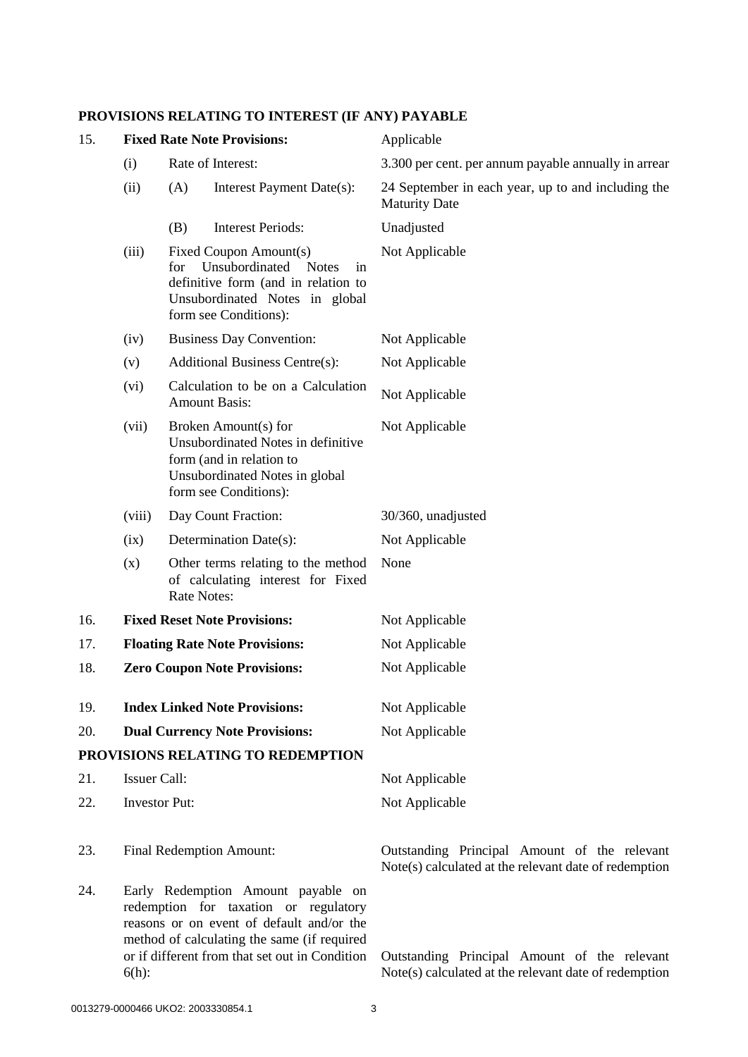## PROVISIONS RELATING TO INTEREST (IF ANY) PAYABLE

| | | | |
|---|---|---|---|
| 15. | **Fixed Rate Note Provisions:** | | Applicable |
| | (i) | Rate of Interest: | 3.300 per cent. per annum payable annually in arrear |
| | (ii) | (A) Interest Payment Date(s): | 24 September in each year, up to and including the Maturity Date |
| | | (B) Interest Periods: | Unadjusted |
| | (iii) | Fixed Coupon Amount(s) for Unsubordinated Notes in definitive form (and in relation to Unsubordinated Notes in global form see Conditions): | Not Applicable |
| | (iv) | Business Day Convention: | Not Applicable |
| | (v) | Additional Business Centre(s): | Not Applicable |
| | (vi) | Calculation to be on a Calculation Amount Basis: | Not Applicable |
| | (vii) | Broken Amount(s) for Unsubordinated Notes in definitive form (and in relation to Unsubordinated Notes in global form see Conditions): | Not Applicable |
| | (viii) | Day Count Fraction: | 30/360, unadjusted |
| | (ix) | Determination Date(s): | Not Applicable |
| | (x) | Other terms relating to the method of calculating interest for Fixed Rate Notes: | None |
| 16. | **Fixed Reset Note Provisions:** | | Not Applicable |
| 17. | **Floating Rate Note Provisions:** | | Not Applicable |
| 18. | **Zero Coupon Note Provisions:** | | Not Applicable |
| 19. | **Index Linked Note Provisions:** | | Not Applicable |
| 20. | **Dual Currency Note Provisions:** | | Not Applicable |

## PROVISIONS RELATING TO REDEMPTION

| | | |
|---|---|---|
| 21. | Issuer Call: | Not Applicable |
| 22. | Investor Put: | Not Applicable |
| 23. | Final Redemption Amount: | Outstanding Principal Amount of the relevant Note(s) calculated at the relevant date of redemption |
| 24. | Early Redemption Amount payable on redemption for taxation or regulatory reasons or on event of default and/or the method of calculating the same (if required or if different from that set out in Condition 6(h): | Outstanding Principal Amount of the relevant Note(s) calculated at the relevant date of redemption |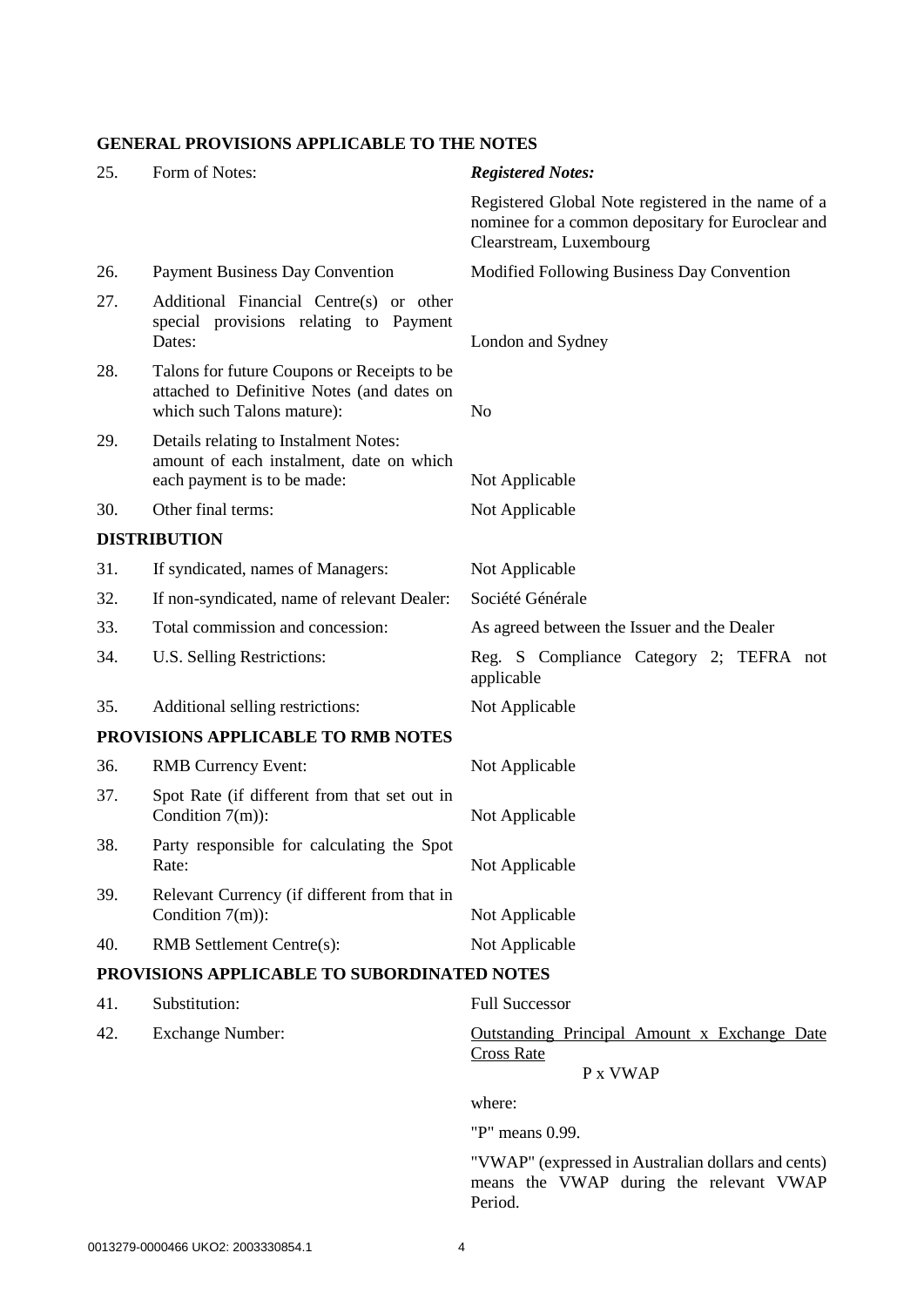## GENERAL PROVISIONS APPLICABLE TO THE NOTES

| | | |
|---|---|---|
| 25. | Form of Notes: | ***Registered Notes:*** <br> Registered Global Note registered in the name of a nominee for a common depositary for Euroclear and Clearstream, Luxembourg |
| 26. | Payment Business Day Convention | Modified Following Business Day Convention |
| 27. | Additional Financial Centre(s) or other special provisions relating to Payment Dates: | London and Sydney |
| 28. | Talons for future Coupons or Receipts to be attached to Definitive Notes (and dates on which such Talons mature): | No |
| 29. | Details relating to Instalment Notes: amount of each instalment, date on which each payment is to be made: | Not Applicable |
| 30. | Other final terms: | Not Applicable |

## DISTRIBUTION

| | | |
|---|---|---|
| 31. | If syndicated, names of Managers: | Not Applicable |
| 32. | If non-syndicated, name of relevant Dealer: | Société Générale |
| 33. | Total commission and concession: | As agreed between the Issuer and the Dealer |
| 34. | U.S. Selling Restrictions: | Reg. S Compliance Category 2; TEFRA not applicable |
| 35. | Additional selling restrictions: | Not Applicable |

## PROVISIONS APPLICABLE TO RMB NOTES

| | | |
|---|---|---|
| 36. | RMB Currency Event: | Not Applicable |
| 37. | Spot Rate (if different from that set out in Condition 7(m)): | Not Applicable |
| 38. | Party responsible for calculating the Spot Rate: | Not Applicable |
| 39. | Relevant Currency (if different from that in Condition 7(m)): | Not Applicable |
| 40. | RMB Settlement Centre(s): | Not Applicable |

## PROVISIONS APPLICABLE TO SUBORDINATED NOTES

| | | |
|---|---|---|
| 41. | Substitution: | Full Successor |
| 42. | Exchange Number: | $$\frac{\text{Outstanding Principal Amount x Exchange Date Cross Rate}}{\text{P x VWAP}}$$ <br> where: <br> "P" means 0.99. <br> "VWAP" (expressed in Australian dollars and cents) means the VWAP during the relevant VWAP Period. |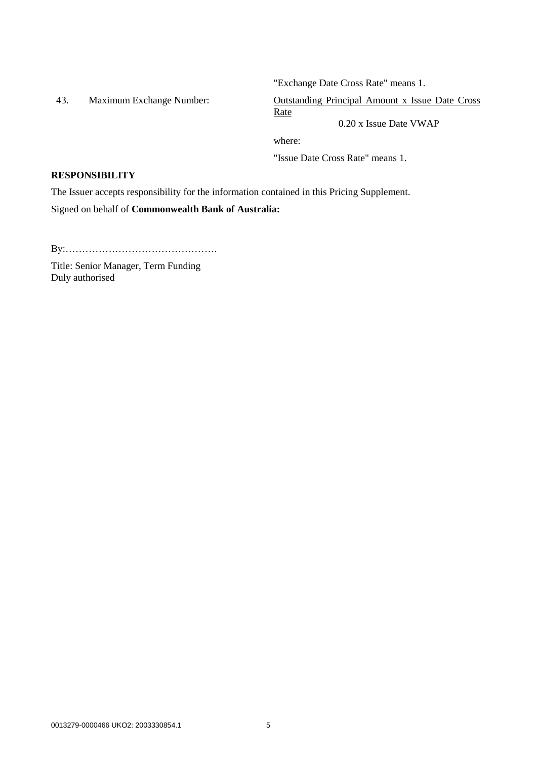"Exchange Date Cross Rate" means 1.

43. Maximum Exchange Number:

$$\frac{\text{Outstanding Principal Amount x Issue Date Cross Rate}}{0.20 \text{ x Issue Date VWAP}}$$

where:

"Issue Date Cross Rate" means 1.

## RESPONSIBILITY

The Issuer accepts responsibility for the information contained in this Pricing Supplement.

Signed on behalf of **Commonwealth Bank of Australia:**

By:……………………………………….

Title: Senior Manager, Term Funding
Duly authorised

0013279-0000466 UKO2: 2003330854.1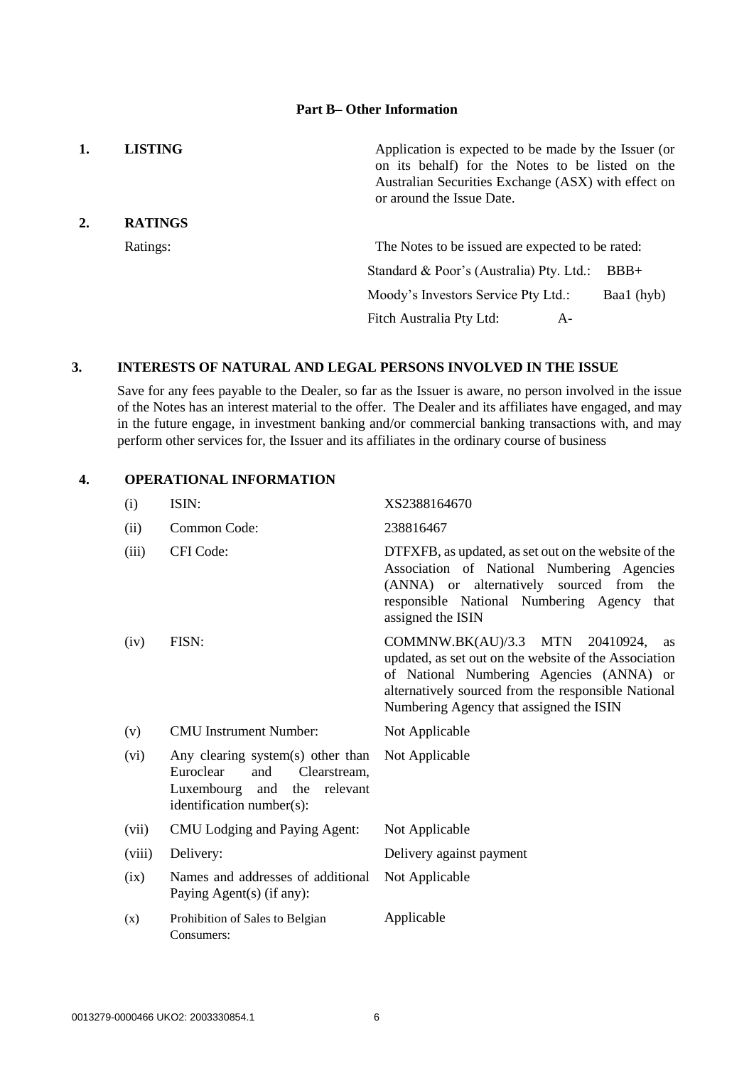## Part B– Other Information

**1. LISTING**

Application is expected to be made by the Issuer (or on its behalf) for the Notes to be listed on the Australian Securities Exchange (ASX) with effect on or around the Issue Date.

**2. RATINGS**

Ratings: The Notes to be issued are expected to be rated:

| | |
|---|---|
| Standard & Poor's (Australia) Pty. Ltd.: | BBB+ |
| Moody's Investors Service Pty Ltd.: | Baa1 (hyb) |
| Fitch Australia Pty Ltd: | A- |

**3. INTERESTS OF NATURAL AND LEGAL PERSONS INVOLVED IN THE ISSUE**

Save for any fees payable to the Dealer, so far as the Issuer is aware, no person involved in the issue of the Notes has an interest material to the offer. The Dealer and its affiliates have engaged, and may in the future engage, in investment banking and/or commercial banking transactions with, and may perform other services for, the Issuer and its affiliates in the ordinary course of business

**4. OPERATIONAL INFORMATION**

| | | |
|---|---|---|
| (i) | ISIN: | XS2388164670 |
| (ii) | Common Code: | 238816467 |
| (iii) | CFI Code: | DTFXFB, as updated, as set out on the website of the Association of National Numbering Agencies (ANNA) or alternatively sourced from the responsible National Numbering Agency that assigned the ISIN |
| (iv) | FISN: | COMMNW.BK(AU)/3.3 MTN 20410924, as updated, as set out on the website of the Association of National Numbering Agencies (ANNA) or alternatively sourced from the responsible National Numbering Agency that assigned the ISIN |
| (v) | CMU Instrument Number: | Not Applicable |
| (vi) | Any clearing system(s) other than Euroclear and Clearstream, Luxembourg and the relevant identification number(s): | Not Applicable |
| (vii) | CMU Lodging and Paying Agent: | Not Applicable |
| (viii) | Delivery: | Delivery against payment |
| (ix) | Names and addresses of additional Paying Agent(s) (if any): | Not Applicable |
| (x) | Prohibition of Sales to Belgian Consumers: | Applicable |

0013279-0000466 UKO2: 2003330854.1